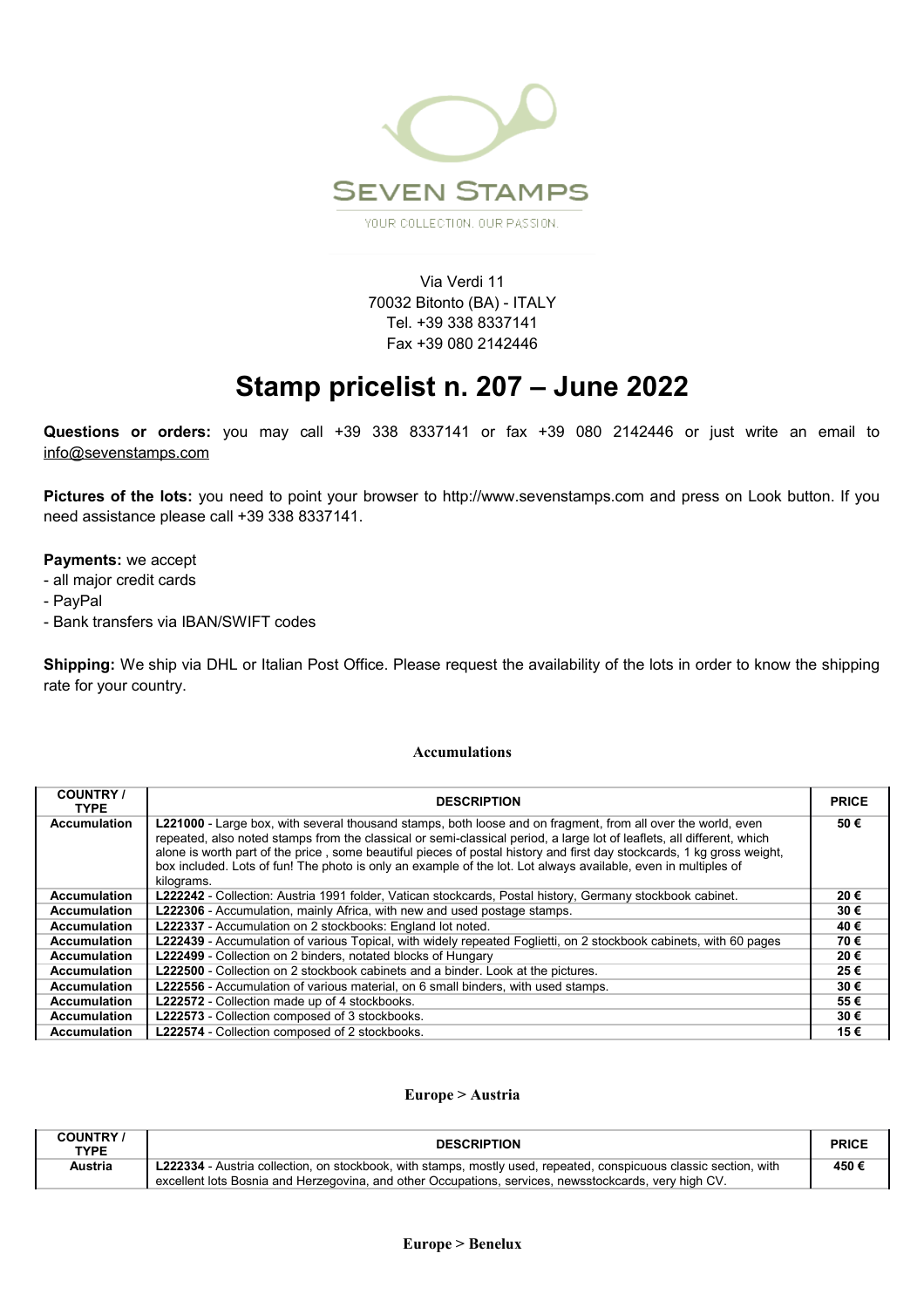SEVEN STAMPS

YOUR COLLECTION. OUR PASSION.

Via Verdi 11
70032 Bitonto (BA) - ITALY
Tel. +39 338 8337141
Fax +39 080 2142446

# Stamp pricelist n. 207 – June 2022

**Questions or orders:** you may call +39 338 8337141 or fax +39 080 2142446 or just write an email to info@sevenstamps.com

**Pictures of the lots:** you need to point your browser to http://www.sevenstamps.com and press on Look button. If you need assistance please call +39 338 8337141.

**Payments:** we accept
- all major credit cards
- PayPal
- Bank transfers via IBAN/SWIFT codes

**Shipping:** We ship via DHL or Italian Post Office. Please request the availability of the lots in order to know the shipping rate for your country.

## Accumulations

| COUNTRY / TYPE | DESCRIPTION | PRICE |
|---|---|---|
| **Accumulation** | **L221000** - Large box, with several thousand stamps, both loose and on fragment, from all over the world, even repeated, also noted stamps from the classical or semi-classical period, a large lot of leaflets, all different, which alone is worth part of the price , some beautiful pieces of postal history and first day stockcards, 1 kg gross weight, box included. Lots of fun! The photo is only an example of the lot. Lot always available, even in multiples of kilograms. | **50 €** |
| **Accumulation** | **L222242** - Collection: Austria 1991 folder, Vatican stockcards, Postal history, Germany stockbook cabinet. | **20 €** |
| **Accumulation** | **L222306** - Accumulation, mainly Africa, with new and used postage stamps. | **30 €** |
| **Accumulation** | **L222337** - Accumulation on 2 stockbooks: England lot noted. | **40 €** |
| **Accumulation** | **L222439** - Accumulation of various Topical, with widely repeated Foglietti, on 2 stockbook cabinets, with 60 pages | **70 €** |
| **Accumulation** | **L222499** - Collection on 2 binders, notated blocks of Hungary | **20 €** |
| **Accumulation** | **L222500** - Collection on 2 stockbook cabinets and a binder. Look at the pictures. | **25 €** |
| **Accumulation** | **L222556** - Accumulation of various material, on 6 small binders, with used stamps. | **30 €** |
| **Accumulation** | **L222572** - Collection made up of 4 stockbooks. | **55 €** |
| **Accumulation** | **L222573** - Collection composed of 3 stockbooks. | **30 €** |
| **Accumulation** | **L222574** - Collection composed of 2 stockbooks. | **15 €** |

## Europe > Austria

| COUNTRY / TYPE | DESCRIPTION | PRICE |
|---|---|---|
| **Austria** | **L222334** - Austria collection, on stockbook, with stamps, mostly used, repeated, conspicuous classic section, with excellent lots Bosnia and Herzegovina, and other Occupations, services, newsstockcards, very high CV. | **450 €** |

## Europe > Benelux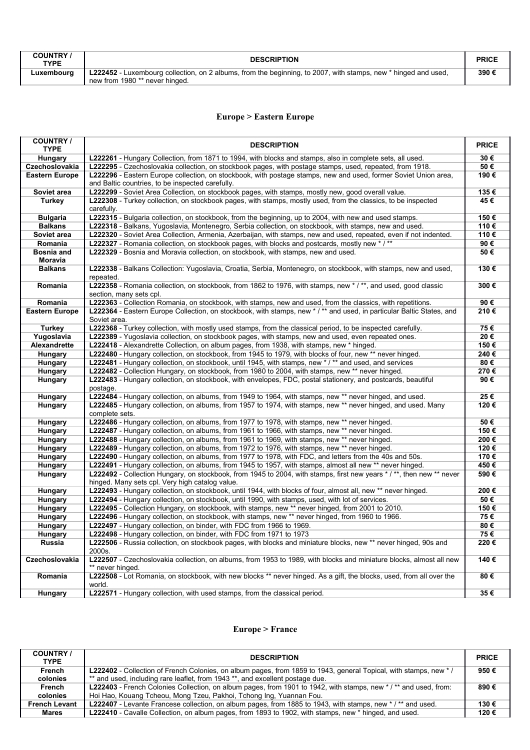| COUNTRY / TYPE | DESCRIPTION | PRICE |
|---|---|---|
| Luxembourg | **L222452** - Luxembourg collection, on 2 albums, from the beginning, to 2007, with stamps, new * hinged and used, new from 1980 ** never hinged. | 390 € |

## Europe > Eastern Europe

| COUNTRY / TYPE | DESCRIPTION | PRICE |
|---|---|---|
| Hungary | **L222261** - Hungary Collection, from 1871 to 1994, with blocks and stamps, also in complete sets, all used. | 30 € |
| Czechoslovakia | **L222295** - Czechoslovakia collection, on stockbook pages, with postage stamps, used, repeated, from 1918. | 50 € |
| Eastern Europe | **L222296** - Eastern Europe collection, on stockbook, with postage stamps, new and used, former Soviet Union area, and Baltic countries, to be inspected carefully. | 190 € |
| Soviet area | **L222299** - Soviet Area Collection, on stockbook pages, with stamps, mostly new, good overall value. | 135 € |
| Turkey | **L222308** - Turkey collection, on stockbook pages, with stamps, mostly used, from the classics, to be inspected carefully. | 45 € |
| Bulgaria | **L222315** - Bulgaria collection, on stockbook, from the beginning, up to 2004, with new and used stamps. | 150 € |
| Balkans | **L222318** - Balkans, Yugoslavia, Montenegro, Serbia collection, on stockbook, with stamps, new and used. | 110 € |
| Soviet area | **L222320** - Soviet Area Collection, Armenia, Azerbaijan, with stamps, new and used, repeated, even if not indented. | 110 € |
| Romania | **L222327** - Romania collection, on stockbook pages, with blocks and postcards, mostly new * / ** | 90 € |
| Bosnia and Moravia | **L222329** - Bosnia and Moravia collection, on stockbook, with stamps, new and used. | 50 € |
| Balkans | **L222338** - Balkans Collection: Yugoslavia, Croatia, Serbia, Montenegro, on stockbook, with stamps, new and used, repeated. | 130 € |
| Romania | **L222358** - Romania collection, on stockbook, from 1862 to 1976, with stamps, new * / **, and used, good classic section, many sets cpl. | 300 € |
| Romania | **L222363** - Collection Romania, on stockbook, with stamps, new and used, from the classics, with repetitions. | 90 € |
| Eastern Europe | **L222364** - Eastern Europe Collection, on stockbook, with stamps, new * / ** and used, in particular Baltic States, and Soviet area. | 210 € |
| Turkey | **L222368** - Turkey collection, with mostly used stamps, from the classical period, to be inspected carefully. | 75 € |
| Yugoslavia | **L222389** - Yugoslavia collection, on stockbook pages, with stamps, new and used, even repeated ones. | 20 € |
| Alexandrette | **L222418** - Alexandrette Collection, on album pages, from 1938, with stamps, new * hinged. | 150 € |
| Hungary | **L222480** - Hungary collection, on stockbook, from 1945 to 1979, with blocks of four, new ** never hinged. | 240 € |
| Hungary | **L222481** - Hungary collection, on stockbook, until 1945, with stamps, new * / ** and used, and services | 80 € |
| Hungary | **L222482** - Collection Hungary, on stockbook, from 1980 to 2004, with stamps, new ** never hinged. | 270 € |
| Hungary | **L222483** - Hungary collection, on stockbook, with envelopes, FDC, postal stationery, and postcards, beautiful postage. | 90 € |
| Hungary | **L222484** - Hungary collection, on albums, from 1949 to 1964, with stamps, new ** never hinged, and used. | 25 € |
| Hungary | **L222485** - Hungary collection, on albums, from 1957 to 1974, with stamps, new ** never hinged, and used. Many complete sets. | 120 € |
| Hungary | **L222486** - Hungary collection, on albums, from 1977 to 1978, with stamps, new ** never hinged. | 50 € |
| Hungary | **L222487** - Hungary collection, on albums, from 1961 to 1966, with stamps, new ** never hinged. | 150 € |
| Hungary | **L222488** - Hungary collection, on albums, from 1961 to 1969, with stamps, new ** never hinged. | 200 € |
| Hungary | **L222489** - Hungary collection, on albums, from 1972 to 1976, with stamps, new ** never hinged. | 120 € |
| Hungary | **L222490** - Hungary collection, on albums, from 1977 to 1978, with FDC, and letters from the 40s and 50s. | 170 € |
| Hungary | **L222491** - Hungary collection, on albums, from 1945 to 1957, with stamps, almost all new ** never hinged. | 450 € |
| Hungary | **L222492** - Collection Hungary, on stockbook, from 1945 to 2004, with stamps, first new years * / **, then new ** never hinged. Many sets cpl. Very high catalog value. | 590 € |
| Hungary | **L222493** - Hungary collection, on stockbook, until 1944, with blocks of four, almost all, new ** never hinged. | 200 € |
| Hungary | **L222494** - Hungary collection, on stockbook, until 1990, with stamps, used, with lot of services. | 50 € |
| Hungary | **L222495** - Collection Hungary, on stockbook, with stamps, new ** never hinged, from 2001 to 2010. | 150 € |
| Hungary | **L222496** - Hungary collection, on stockbook, with stamps, new ** never hinged, from 1960 to 1966. | 75 € |
| Hungary | **L222497** - Hungary collection, on binder, with FDC from 1966 to 1969. | 80 € |
| Hungary | **L222498** - Hungary collection, on binder, with FDC from 1971 to 1973 | 75 € |
| Russia | **L222506** - Russia collection, on stockbook pages, with blocks and miniature blocks, new ** never hinged, 90s and 2000s. | 220 € |
| Czechoslovakia | **L222507** - Czechoslovakia collection, on albums, from 1953 to 1989, with blocks and miniature blocks, almost all new ** never hinged. | 140 € |
| Romania | **L222508** - Lot Romania, on stockbook, with new blocks ** never hinged. As a gift, the blocks, used, from all over the world. | 80 € |
| Hungary | **L222571** - Hungary collection, with used stamps, from the classical period. | 35 € |

## Europe > France

| COUNTRY / TYPE | DESCRIPTION | PRICE |
|---|---|---|
| French colonies | **L222402** - Collection of French Colonies, on album pages, from 1859 to 1943, general Topical, with stamps, new * / ** and used, including rare leaflet, from 1943 **, and excellent postage due. | 950 € |
| French colonies | **L222403** - French Colonies Collection, on album pages, from 1901 to 1942, with stamps, new * / ** and used, from: Hoi Hao, Kouang Tcheou, Mong Tzeu, Pakhoi, Tchong Ing, Yuannan Fou. | 890 € |
| French Levant | **L222407** - Levante Francese collection, on album pages, from 1885 to 1943, with stamps, new * / ** and used. | 130 € |
| Mares | **L222410** - Cavalle Collection, on album pages, from 1893 to 1902, with stamps, new * hinged, and used. | 120 € |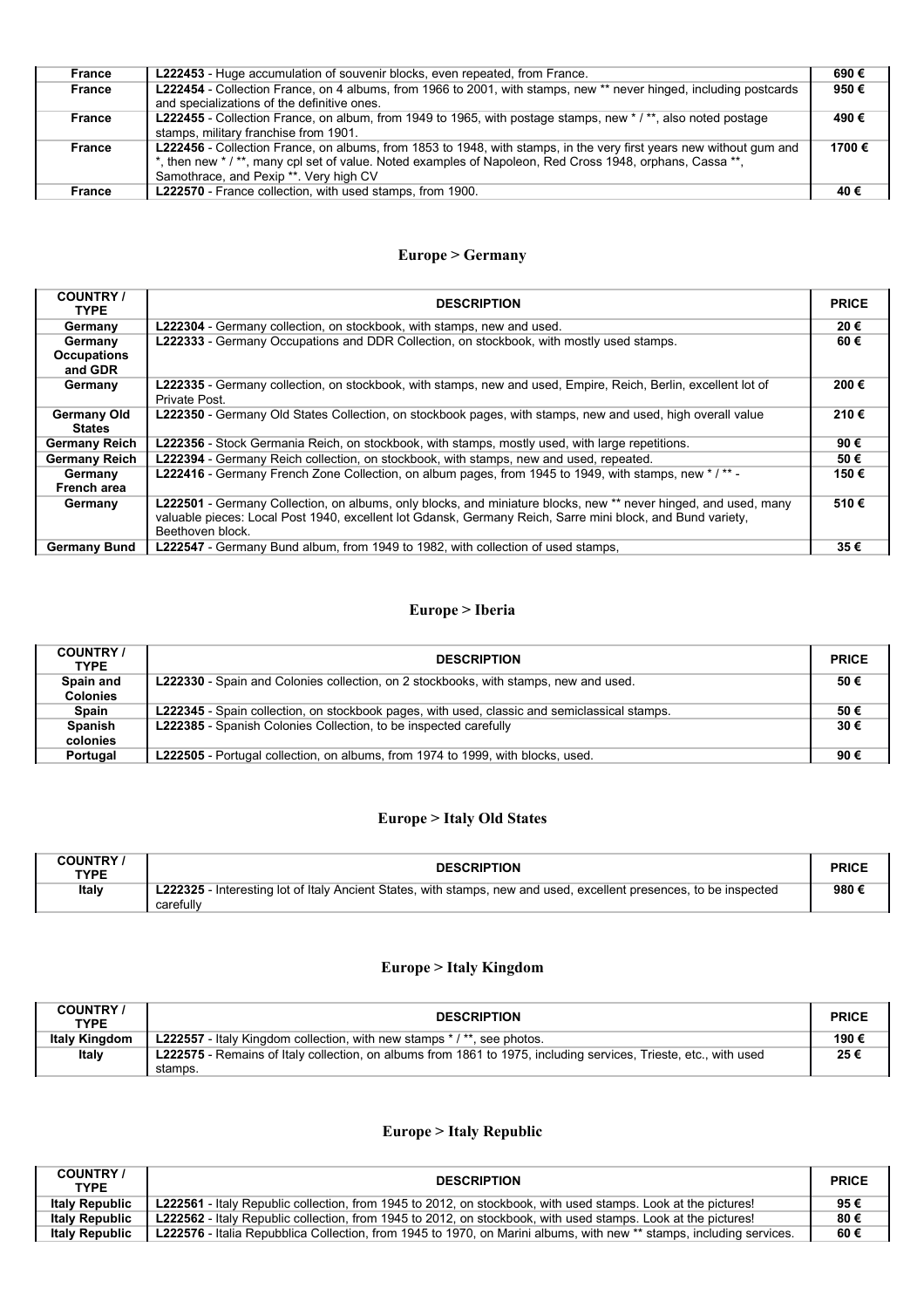| | | |
|---|---|---|
| **France** | **L222453** - Huge accumulation of souvenir blocks, even repeated, from France. | **690 €** |
| **France** | **L222454** - Collection France, on 4 albums, from 1966 to 2001, with stamps, new ** never hinged, including postcards and specializations of the definitive ones. | **950 €** |
| **France** | **L222455** - Collection France, on album, from 1949 to 1965, with postage stamps, new * / **, also noted postage stamps, military franchise from 1901. | **490 €** |
| **France** | **L222456** - Collection France, on albums, from 1853 to 1948, with stamps, in the very first years new without gum and *, then new * / **, many cpl set of value. Noted examples of Napoleon, Red Cross 1948, orphans, Cassa **, Samothrace, and Pexip **. Very high CV | **1700 €** |
| **France** | **L222570** - France collection, with used stamps, from 1900. | **40 €** |

## Europe > Germany

| COUNTRY / TYPE | DESCRIPTION | PRICE |
|---|---|---|
| **Germany** | **L222304** - Germany collection, on stockbook, with stamps, new and used. | **20 €** |
| **Germany Occupations and GDR** | **L222333** - Germany Occupations and DDR Collection, on stockbook, with mostly used stamps. | **60 €** |
| **Germany** | **L222335** - Germany collection, on stockbook, with stamps, new and used, Empire, Reich, Berlin, excellent lot of Private Post. | **200 €** |
| **Germany Old States** | **L222350** - Germany Old States Collection, on stockbook pages, with stamps, new and used, high overall value | **210 €** |
| **Germany Reich** | **L222356** - Stock Germania Reich, on stockbook, with stamps, mostly used, with large repetitions. | **90 €** |
| **Germany Reich** | **L222394** - Germany Reich collection, on stockbook, with stamps, new and used, repeated. | **50 €** |
| **Germany French area** | **L222416** - Germany French Zone Collection, on album pages, from 1945 to 1949, with stamps, new * / ** - | **150 €** |
| **Germany** | **L222501** - Germany Collection, on albums, only blocks, and miniature blocks, new ** never hinged, and used, many valuable pieces: Local Post 1940, excellent lot Gdansk, Germany Reich, Sarre mini block, and Bund variety, Beethoven block. | **510 €** |
| **Germany Bund** | **L222547** - Germany Bund album, from 1949 to 1982, with collection of used stamps, | **35 €** |

## Europe > Iberia

| COUNTRY / TYPE | DESCRIPTION | PRICE |
|---|---|---|
| **Spain and Colonies** | **L222330** - Spain and Colonies collection, on 2 stockbooks, with stamps, new and used. | **50 €** |
| **Spain** | **L222345** - Spain collection, on stockbook pages, with used, classic and semiclassical stamps. | **50 €** |
| **Spanish colonies** | **L222385** - Spanish Colonies Collection, to be inspected carefully | **30 €** |
| **Portugal** | **L222505** - Portugal collection, on albums, from 1974 to 1999, with blocks, used. | **90 €** |

## Europe > Italy Old States

| COUNTRY / TYPE | DESCRIPTION | PRICE |
|---|---|---|
| **Italy** | **L222325** - Interesting lot of Italy Ancient States, with stamps, new and used, excellent presences, to be inspected carefully | **980 €** |

## Europe > Italy Kingdom

| COUNTRY / TYPE | DESCRIPTION | PRICE |
|---|---|---|
| **Italy Kingdom** | **L222557** - Italy Kingdom collection, with new stamps * / **, see photos. | **190 €** |
| **Italy** | **L222575** - Remains of Italy collection, on albums from 1861 to 1975, including services, Trieste, etc., with used stamps. | **25 €** |

## Europe > Italy Republic

| COUNTRY / TYPE | DESCRIPTION | PRICE |
|---|---|---|
| **Italy Republic** | **L222561** - Italy Republic collection, from 1945 to 2012, on stockbook, with used stamps. Look at the pictures! | **95 €** |
| **Italy Republic** | **L222562** - Italy Republic collection, from 1945 to 2012, on stockbook, with used stamps. Look at the pictures! | **80 €** |
| **Italy Republic** | **L222576** - Italia Repubblica Collection, from 1945 to 1970, on Marini albums, with new ** stamps, including services. | **60 €** |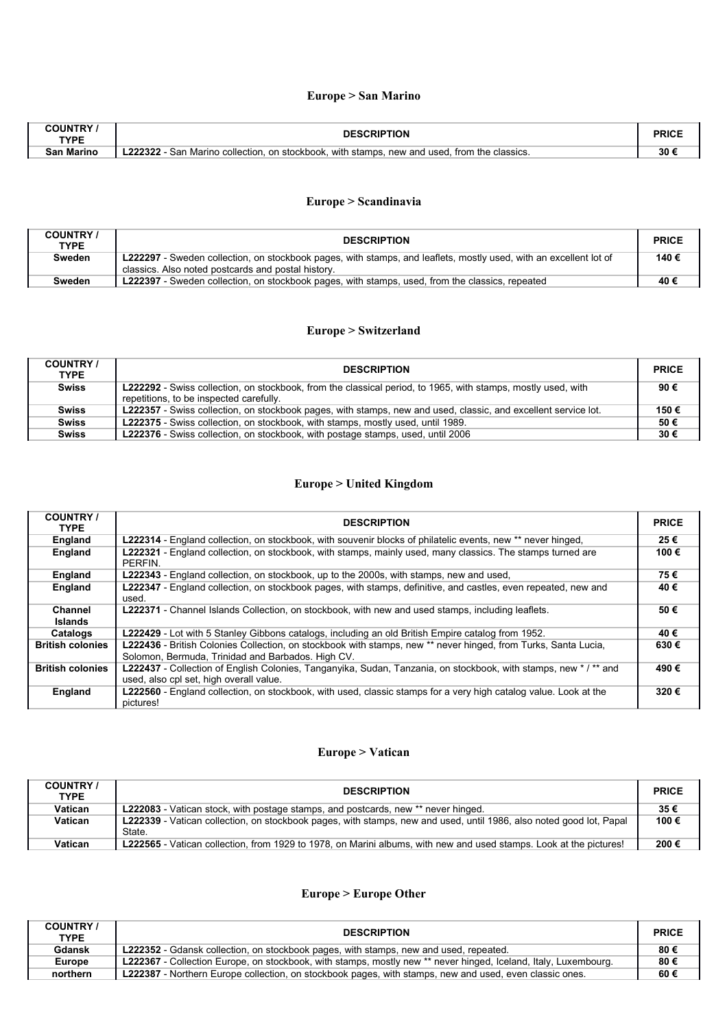## Europe > San Marino

| COUNTRY / TYPE | DESCRIPTION | PRICE |
|---|---|---|
| **San Marino** | **L222322** - San Marino collection, on stockbook, with stamps, new and used, from the classics. | **30 €** |

## Europe > Scandinavia

| COUNTRY / TYPE | DESCRIPTION | PRICE |
|---|---|---|
| **Sweden** | **L222297** - Sweden collection, on stockbook pages, with stamps, and leaflets, mostly used, with an excellent lot of classics. Also noted postcards and postal history. | **140 €** |
| **Sweden** | **L222397** - Sweden collection, on stockbook pages, with stamps, used, from the classics, repeated | **40 €** |

## Europe > Switzerland

| COUNTRY / TYPE | DESCRIPTION | PRICE |
|---|---|---|
| **Swiss** | **L222292** - Swiss collection, on stockbook, from the classical period, to 1965, with stamps, mostly used, with repetitions, to be inspected carefully. | **90 €** |
| **Swiss** | **L222357** - Swiss collection, on stockbook pages, with stamps, new and used, classic, and excellent service lot. | **150 €** |
| **Swiss** | **L222375** - Swiss collection, on stockbook, with stamps, mostly used, until 1989. | **50 €** |
| **Swiss** | **L222376** - Swiss collection, on stockbook, with postage stamps, used, until 2006 | **30 €** |

## Europe > United Kingdom

| COUNTRY / TYPE | DESCRIPTION | PRICE |
|---|---|---|
| **England** | **L222314** - England collection, on stockbook, with souvenir blocks of philatelic events, new ** never hinged, | **25 €** |
| **England** | **L222321** - England collection, on stockbook, with stamps, mainly used, many classics. The stamps turned are PERFIN. | **100 €** |
| **England** | **L222343** - England collection, on stockbook, up to the 2000s, with stamps, new and used, | **75 €** |
| **England** | **L222347** - England collection, on stockbook pages, with stamps, definitive, and castles, even repeated, new and used. | **40 €** |
| **Channel Islands** | **L222371** - Channel Islands Collection, on stockbook, with new and used stamps, including leaflets. | **50 €** |
| **Catalogs** | **L222429** - Lot with 5 Stanley Gibbons catalogs, including an old British Empire catalog from 1952. | **40 €** |
| **British colonies** | **L222436** - British Colonies Collection, on stockbook with stamps, new ** never hinged, from Turks, Santa Lucia, Solomon, Bermuda, Trinidad and Barbados. High CV. | **630 €** |
| **British colonies** | **L222437** - Collection of English Colonies, Tanganyika, Sudan, Tanzania, on stockbook, with stamps, new * / ** and used, also cpl set, high overall value. | **490 €** |
| **England** | **L222560** - England collection, on stockbook, with used, classic stamps for a very high catalog value. Look at the pictures! | **320 €** |

## Europe > Vatican

| COUNTRY / TYPE | DESCRIPTION | PRICE |
|---|---|---|
| **Vatican** | **L222083** - Vatican stock, with postage stamps, and postcards, new ** never hinged. | **35 €** |
| **Vatican** | **L222339** - Vatican collection, on stockbook pages, with stamps, new and used, until 1986, also noted good lot, Papal State. | **100 €** |
| **Vatican** | **L222565** - Vatican collection, from 1929 to 1978, on Marini albums, with new and used stamps. Look at the pictures! | **200 €** |

## Europe > Europe Other

| COUNTRY / TYPE | DESCRIPTION | PRICE |
|---|---|---|
| **Gdansk** | **L222352** - Gdansk collection, on stockbook pages, with stamps, new and used, repeated. | **80 €** |
| **Europe** | **L222367** - Collection Europe, on stockbook, with stamps, mostly new ** never hinged, Iceland, Italy, Luxembourg. | **80 €** |
| **northern** | **L222387** - Northern Europe collection, on stockbook pages, with stamps, new and used, even classic ones. | **60 €** |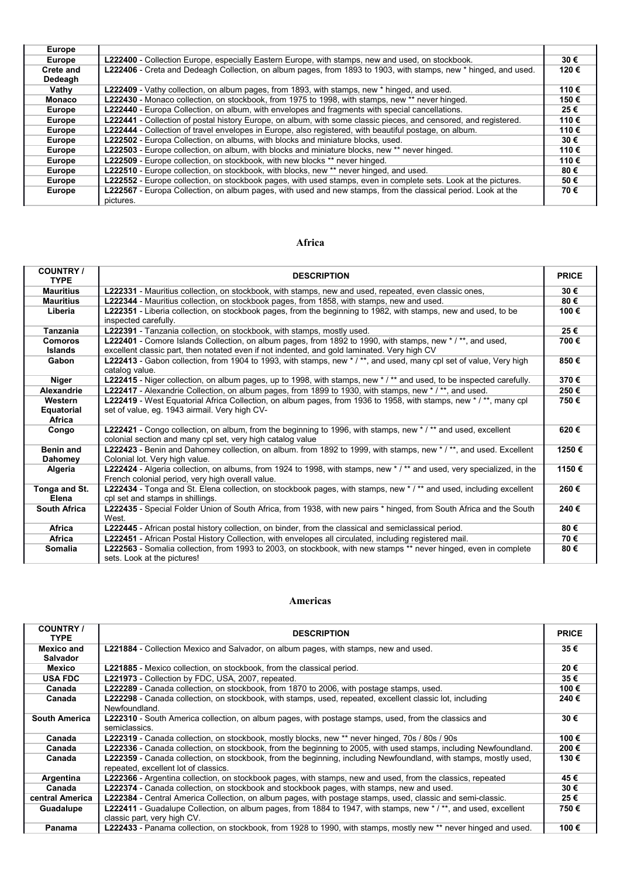| | | |
|---|---|---|
| **Europe** | | |
| **Europe** | **L222400** - Collection Europe, especially Eastern Europe, with stamps, new and used, on stockbook. | **30 €** |
| **Crete and Dedeagh** | **L222406** - Creta and Dedeagh Collection, on album pages, from 1893 to 1903, with stamps, new * hinged, and used. | **120 €** |
| **Vathy** | **L222409** - Vathy collection, on album pages, from 1893, with stamps, new * hinged, and used. | **110 €** |
| **Monaco** | **L222430** - Monaco collection, on stockbook, from 1975 to 1998, with stamps, new ** never hinged. | **150 €** |
| **Europe** | **L222440** - Europa Collection, on album, with envelopes and fragments with special cancellations. | **25 €** |
| **Europe** | **L222441** - Collection of postal history Europe, on album, with some classic pieces, and censored, and registered. | **110 €** |
| **Europe** | **L222444** - Collection of travel envelopes in Europe, also registered, with beautiful postage, on album. | **110 €** |
| **Europe** | **L222502** - Europa Collection, on albums, with blocks and miniature blocks, used. | **30 €** |
| **Europe** | **L222503** - Europe collection, on album, with blocks and miniature blocks, new ** never hinged. | **110 €** |
| **Europe** | **L222509** - Europe collection, on stockbook, with new blocks ** never hinged. | **110 €** |
| **Europe** | **L222510** - Europe collection, on stockbook, with blocks, new ** never hinged, and used. | **80 €** |
| **Europe** | **L222552** - Europe collection, on stockbook pages, with used stamps, even in complete sets. Look at the pictures. | **50 €** |
| **Europe** | **L222567** - Europa Collection, on album pages, with used and new stamps, from the classical period. Look at the pictures. | **70 €** |

## Africa

| COUNTRY / TYPE | DESCRIPTION | PRICE |
|---|---|---|
| **Mauritius** | **L222331** - Mauritius collection, on stockbook, with stamps, new and used, repeated, even classic ones, | **30 €** |
| **Mauritius** | **L222344** - Mauritius collection, on stockbook pages, from 1858, with stamps, new and used. | **80 €** |
| **Liberia** | **L222351** - Liberia collection, on stockbook pages, from the beginning to 1982, with stamps, new and used, to be inspected carefully. | **100 €** |
| **Tanzania** | **L222391** - Tanzania collection, on stockbook, with stamps, mostly used. | **25 €** |
| **Comoros Islands** | **L222401** - Comore Islands Collection, on album pages, from 1892 to 1990, with stamps, new * / **, and used, excellent classic part, then notated even if not indented, and gold laminated. Very high CV | **700 €** |
| **Gabon** | **L222413** - Gabon collection, from 1904 to 1993, with stamps, new * / **, and used, many cpl set of value, Very high catalog value. | **850 €** |
| **Niger** | **L222415** - Niger collection, on album pages, up to 1998, with stamps, new * / ** and used, to be inspected carefully. | **370 €** |
| **Alexandrie** | **L222417** - Alexandrie Collection, on album pages, from 1899 to 1930, with stamps, new * / **, and used. | **250 €** |
| **Western Equatorial Africa** | **L222419** - West Equatorial Africa Collection, on album pages, from 1936 to 1958, with stamps, new * / **, many cpl set of value, eg. 1943 airmail. Very high CV- | **750 €** |
| **Congo** | **L222421** - Congo collection, on album, from the beginning to 1996, with stamps, new * / ** and used, excellent colonial section and many cpl set, very high catalog value | **620 €** |
| **Benin and Dahomey** | **L222423** - Benin and Dahomey collection, on album. from 1892 to 1999, with stamps, new * / **, and used. Excellent Colonial lot. Very high value. | **1250 €** |
| **Algeria** | **L222424** - Algeria collection, on albums, from 1924 to 1998, with stamps, new * / ** and used, very specialized, in the French colonial period, very high overall value. | **1150 €** |
| **Tonga and St. Elena** | **L222434** - Tonga and St. Elena collection, on stockbook pages, with stamps, new * / ** and used, including excellent cpl set and stamps in shillings. | **260 €** |
| **South Africa** | **L222435** - Special Folder Union of South Africa, from 1938, with new pairs * hinged, from South Africa and the South West. | **240 €** |
| **Africa** | **L222445** - African postal history collection, on binder, from the classical and semiclassical period. | **80 €** |
| **Africa** | **L222451** - African Postal History Collection, with envelopes all circulated, including registered mail. | **70 €** |
| **Somalia** | **L222563** - Somalia collection, from 1993 to 2003, on stockbook, with new stamps ** never hinged, even in complete sets. Look at the pictures! | **80 €** |

## Americas

| COUNTRY / TYPE | DESCRIPTION | PRICE |
|---|---|---|
| **Mexico and Salvador** | **L221884** - Collection Mexico and Salvador, on album pages, with stamps, new and used. | **35 €** |
| **Mexico** | **L221885** - Mexico collection, on stockbook, from the classical period. | **20 €** |
| **USA FDC** | **L221973** - Collection by FDC, USA, 2007, repeated. | **35 €** |
| **Canada** | **L222289** - Canada collection, on stockbook, from 1870 to 2006, with postage stamps, used. | **100 €** |
| **Canada** | **L222298** - Canada collection, on stockbook, with stamps, used, repeated, excellent classic lot, including Newfoundland. | **240 €** |
| **South America** | **L222310** - South America collection, on album pages, with postage stamps, used, from the classics and semiclassics. | **30 €** |
| **Canada** | **L222319** - Canada collection, on stockbook, mostly blocks, new ** never hinged, 70s / 80s / 90s | **100 €** |
| **Canada** | **L222336** - Canada collection, on stockbook, from the beginning to 2005, with used stamps, including Newfoundland. | **200 €** |
| **Canada** | **L222359** - Canada collection, on stockbook, from the beginning, including Newfoundland, with stamps, mostly used, repeated, excellent lot of classics. | **130 €** |
| **Argentina** | **L222366** - Argentina collection, on stockbook pages, with stamps, new and used, from the classics, repeated | **45 €** |
| **Canada** | **L222374** - Canada collection, on stockbook and stockbook pages, with stamps, new and used. | **30 €** |
| **central America** | **L222384** - Central America Collection, on album pages, with postage stamps, used, classic and semi-classic. | **25 €** |
| **Guadalupe** | **L222411** - Guadalupe Collection, on album pages, from 1884 to 1947, with stamps, new * / **, and used, excellent classic part, very high CV. | **750 €** |
| **Panama** | **L222433** - Panama collection, on stockbook, from 1928 to 1990, with stamps, mostly new ** never hinged and used. | **100 €** |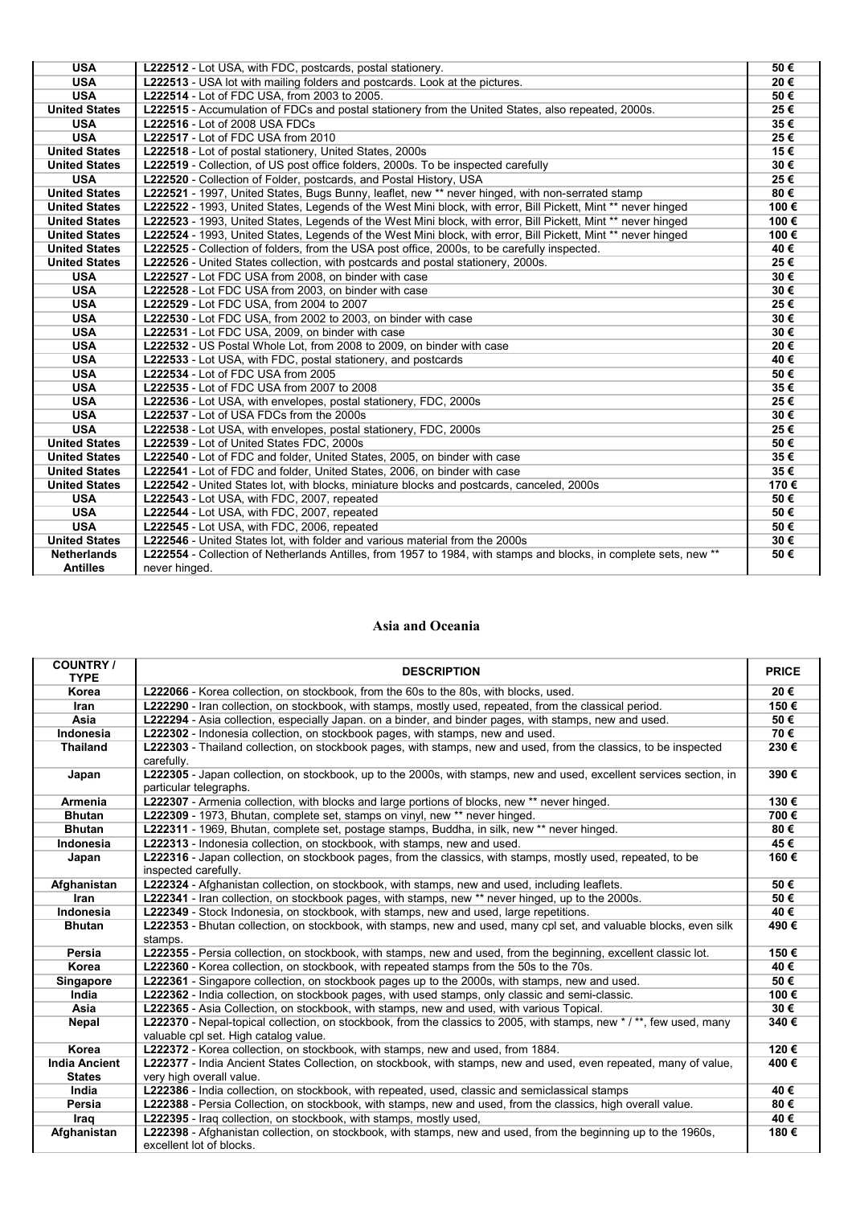| | | |
|---|---|---|
| **USA** | **L222512** - Lot USA, with FDC, postcards, postal stationery. | **50 €** |
| **USA** | **L222513** - USA lot with mailing folders and postcards. Look at the pictures. | **20 €** |
| **USA** | **L222514** - Lot of FDC USA, from 2003 to 2005. | **50 €** |
| **United States** | **L222515** - Accumulation of FDCs and postal stationery from the United States, also repeated, 2000s. | **25 €** |
| **USA** | **L222516** - Lot of 2008 USA FDCs | **35 €** |
| **USA** | **L222517** - Lot of FDC USA from 2010 | **25 €** |
| **United States** | **L222518** - Lot of postal stationery, United States, 2000s | **15 €** |
| **United States** | **L222519** - Collection, of US post office folders, 2000s. To be inspected carefully | **30 €** |
| **USA** | **L222520** - Collection of Folder, postcards, and Postal History, USA | **25 €** |
| **United States** | **L222521** - 1997, United States, Bugs Bunny, leaflet, new ** never hinged, with non-serrated stamp | **80 €** |
| **United States** | **L222522** - 1993, United States, Legends of the West Mini block, with error, Bill Pickett, Mint ** never hinged | **100 €** |
| **United States** | **L222523** - 1993, United States, Legends of the West Mini block, with error, Bill Pickett, Mint ** never hinged | **100 €** |
| **United States** | **L222524** - 1993, United States, Legends of the West Mini block, with error, Bill Pickett, Mint ** never hinged | **100 €** |
| **United States** | **L222525** - Collection of folders, from the USA post office, 2000s, to be carefully inspected. | **40 €** |
| **United States** | **L222526** - United States collection, with postcards and postal stationery, 2000s. | **25 €** |
| **USA** | **L222527** - Lot FDC USA from 2008, on binder with case | **30 €** |
| **USA** | **L222528** - Lot FDC USA from 2003, on binder with case | **30 €** |
| **USA** | **L222529** - Lot FDC USA, from 2004 to 2007 | **25 €** |
| **USA** | **L222530** - Lot FDC USA, from 2002 to 2003, on binder with case | **30 €** |
| **USA** | **L222531** - Lot FDC USA, 2009, on binder with case | **30 €** |
| **USA** | **L222532** - US Postal Whole Lot, from 2008 to 2009, on binder with case | **20 €** |
| **USA** | **L222533** - Lot USA, with FDC, postal stationery, and postcards | **40 €** |
| **USA** | **L222534** - Lot of FDC USA from 2005 | **50 €** |
| **USA** | **L222535** - Lot of FDC USA from 2007 to 2008 | **35 €** |
| **USA** | **L222536** - Lot USA, with envelopes, postal stationery, FDC, 2000s | **25 €** |
| **USA** | **L222537** - Lot of USA FDCs from the 2000s | **30 €** |
| **USA** | **L222538** - Lot USA, with envelopes, postal stationery, FDC, 2000s | **25 €** |
| **United States** | **L222539** - Lot of United States FDC, 2000s | **50 €** |
| **United States** | **L222540** - Lot of FDC and folder, United States, 2005, on binder with case | **35 €** |
| **United States** | **L222541** - Lot of FDC and folder, United States, 2006, on binder with case | **35 €** |
| **United States** | **L222542** - United States lot, with blocks, miniature blocks and postcards, canceled, 2000s | **170 €** |
| **USA** | **L222543** - Lot USA, with FDC, 2007, repeated | **50 €** |
| **USA** | **L222544** - Lot USA, with FDC, 2007, repeated | **50 €** |
| **USA** | **L222545** - Lot USA, with FDC, 2006, repeated | **50 €** |
| **United States** | **L222546** - United States lot, with folder and various material from the 2000s | **30 €** |
| **Netherlands Antilles** | **L222554** - Collection of Netherlands Antilles, from 1957 to 1984, with stamps and blocks, in complete sets, new ** never hinged. | **50 €** |

## Asia and Oceania

| COUNTRY / TYPE | DESCRIPTION | PRICE |
|---|---|---|
| **Korea** | **L222066** - Korea collection, on stockbook, from the 60s to the 80s, with blocks, used. | **20 €** |
| **Iran** | **L222290** - Iran collection, on stockbook, with stamps, mostly used, repeated, from the classical period. | **150 €** |
| **Asia** | **L222294** - Asia collection, especially Japan. on a binder, and binder pages, with stamps, new and used. | **50 €** |
| **Indonesia** | **L222302** - Indonesia collection, on stockbook pages, with stamps, new and used. | **70 €** |
| **Thailand** | **L222303** - Thailand collection, on stockbook pages, with stamps, new and used, from the classics, to be inspected carefully. | **230 €** |
| **Japan** | **L222305** - Japan collection, on stockbook, up to the 2000s, with stamps, new and used, excellent services section, in particular telegraphs. | **390 €** |
| **Armenia** | **L222307** - Armenia collection, with blocks and large portions of blocks, new ** never hinged. | **130 €** |
| **Bhutan** | **L222309** - 1973, Bhutan, complete set, stamps on vinyl, new ** never hinged. | **700 €** |
| **Bhutan** | **L222311** - 1969, Bhutan, complete set, postage stamps, Buddha, in silk, new ** never hinged. | **80 €** |
| **Indonesia** | **L222313** - Indonesia collection, on stockbook, with stamps, new and used. | **45 €** |
| **Japan** | **L222316** - Japan collection, on stockbook pages, from the classics, with stamps, mostly used, repeated, to be inspected carefully. | **160 €** |
| **Afghanistan** | **L222324** - Afghanistan collection, on stockbook, with stamps, new and used, including leaflets. | **50 €** |
| **Iran** | **L222341** - Iran collection, on stockbook pages, with stamps, new ** never hinged, up to the 2000s. | **50 €** |
| **Indonesia** | **L222349** - Stock Indonesia, on stockbook, with stamps, new and used, large repetitions. | **40 €** |
| **Bhutan** | **L222353** - Bhutan collection, on stockbook, with stamps, new and used, many cpl set, and valuable blocks, even silk stamps. | **490 €** |
| **Persia** | **L222355** - Persia collection, on stockbook, with stamps, new and used, from the beginning, excellent classic lot. | **150 €** |
| **Korea** | **L222360** - Korea collection, on stockbook, with repeated stamps from the 50s to the 70s. | **40 €** |
| **Singapore** | **L222361** - Singapore collection, on stockbook pages up to the 2000s, with stamps, new and used. | **50 €** |
| **India** | **L222362** - India collection, on stockbook pages, with used stamps, only classic and semi-classic. | **100 €** |
| **Asia** | **L222365** - Asia Collection, on stockbook, with stamps, new and used, with various Topical. | **30 €** |
| **Nepal** | **L222370** - Nepal-topical collection, on stockbook, from the classics to 2005, with stamps, new * / **, few used, many valuable cpl set. High catalog value. | **340 €** |
| **Korea** | **L222372** - Korea collection, on stockbook, with stamps, new and used, from 1884. | **120 €** |
| **India Ancient States** | **L222377** - India Ancient States Collection, on stockbook, with stamps, new and used, even repeated, many of value, very high overall value. | **400 €** |
| **India** | **L222386** - India collection, on stockbook, with repeated, used, classic and semiclassical stamps | **40 €** |
| **Persia** | **L222388** - Persia Collection, on stockbook, with stamps, new and used, from the classics, high overall value. | **80 €** |
| **Iraq** | **L222395** - Iraq collection, on stockbook, with stamps, mostly used, | **40 €** |
| **Afghanistan** | **L222398** - Afghanistan collection, on stockbook, with stamps, new and used, from the beginning up to the 1960s, excellent lot of blocks. | **180 €** |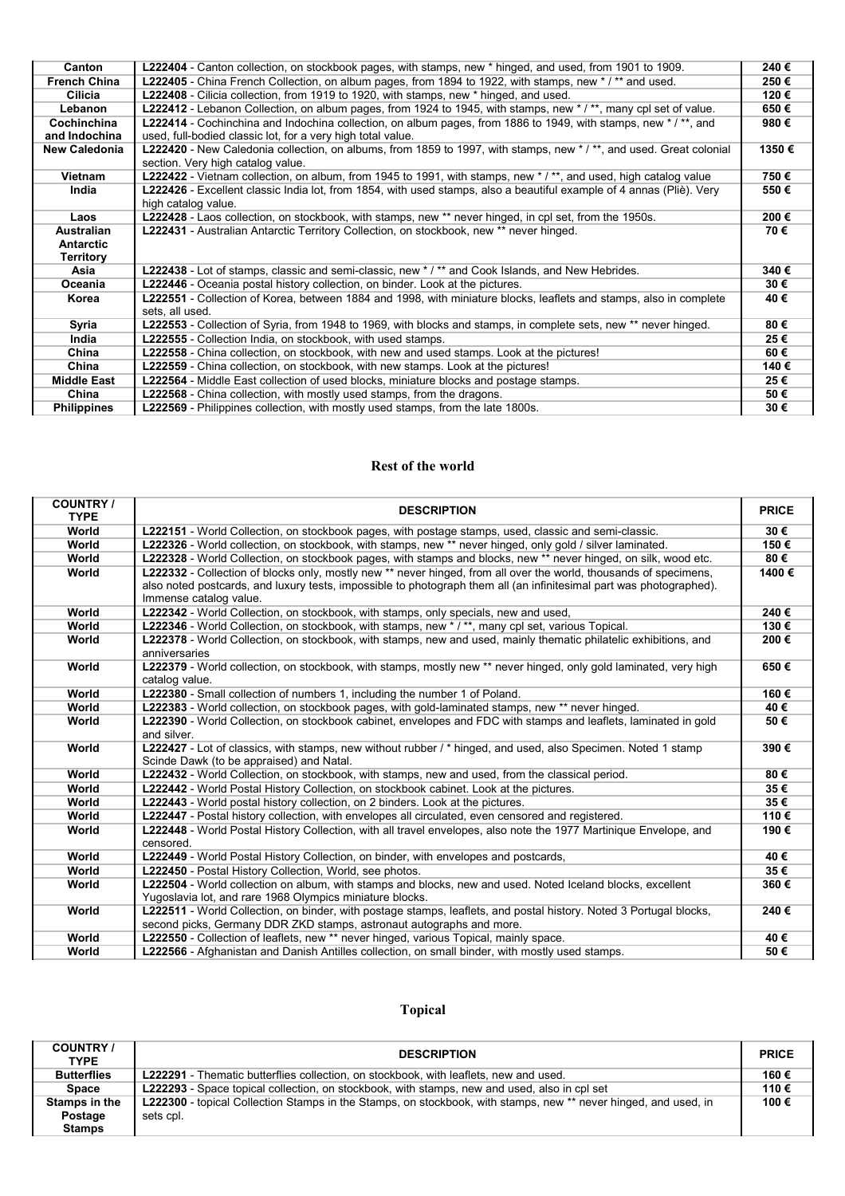| | | |
|---|---|---|
| **Canton** | **L222404** - Canton collection, on stockbook pages, with stamps, new * hinged, and used, from 1901 to 1909. | **240 €** |
| **French China** | **L222405** - China French Collection, on album pages, from 1894 to 1922, with stamps, new * / ** and used. | **250 €** |
| **Cilicia** | **L222408** - Cilicia collection, from 1919 to 1920, with stamps, new * hinged, and used. | **120 €** |
| **Lebanon** | **L222412** - Lebanon Collection, on album pages, from 1924 to 1945, with stamps, new * / **, many cpl set of value. | **650 €** |
| **Cochinchina and Indochina** | **L222414** - Cochinchina and Indochina collection, on album pages, from 1886 to 1949, with stamps, new * / **, and used, full-bodied classic lot, for a very high total value. | **980 €** |
| **New Caledonia** | **L222420** - New Caledonia collection, on albums, from 1859 to 1997, with stamps, new * / **, and used. Great colonial section. Very high catalog value. | **1350 €** |
| **Vietnam** | **L222422** - Vietnam collection, on album, from 1945 to 1991, with stamps, new * / **, and used, high catalog value | **750 €** |
| **India** | **L222426** - Excellent classic India lot, from 1854, with used stamps, also a beautiful example of 4 annas (Pliè). Very high catalog value. | **550 €** |
| **Laos** | **L222428** - Laos collection, on stockbook, with stamps, new ** never hinged, in cpl set, from the 1950s. | **200 €** |
| **Australian Antarctic Territory** | **L222431** - Australian Antarctic Territory Collection, on stockbook, new ** never hinged. | **70 €** |
| **Asia** | **L222438** - Lot of stamps, classic and semi-classic, new * / ** and Cook Islands, and New Hebrides. | **340 €** |
| **Oceania** | **L222446** - Oceania postal history collection, on binder. Look at the pictures. | **30 €** |
| **Korea** | **L222551** - Collection of Korea, between 1884 and 1998, with miniature blocks, leaflets and stamps, also in complete sets, all used. | **40 €** |
| **Syria** | **L222553** - Collection of Syria, from 1948 to 1969, with blocks and stamps, in complete sets, new ** never hinged. | **80 €** |
| **India** | **L222555** - Collection India, on stockbook, with used stamps. | **25 €** |
| **China** | **L222558** - China collection, on stockbook, with new and used stamps. Look at the pictures! | **60 €** |
| **China** | **L222559** - China collection, on stockbook, with new stamps. Look at the pictures! | **140 €** |
| **Middle East** | **L222564** - Middle East collection of used blocks, miniature blocks and postage stamps. | **25 €** |
| **China** | **L222568** - China collection, with mostly used stamps, from the dragons. | **50 €** |
| **Philippines** | **L222569** - Philippines collection, with mostly used stamps, from the late 1800s. | **30 €** |

## Rest of the world

| COUNTRY / TYPE | DESCRIPTION | PRICE |
|---|---|---|
| **World** | **L222151** - World Collection, on stockbook pages, with postage stamps, used, classic and semi-classic. | **30 €** |
| **World** | **L222326** - World collection, on stockbook, with stamps, new ** never hinged, only gold / silver laminated. | **150 €** |
| **World** | **L222328** - World Collection, on stockbook pages, with stamps and blocks, new ** never hinged, on silk, wood etc. | **80 €** |
| **World** | **L222332** - Collection of blocks only, mostly new ** never hinged, from all over the world, thousands of specimens, also noted postcards, and luxury tests, impossible to photograph them all (an infinitesimal part was photographed). Immense catalog value. | **1400 €** |
| **World** | **L222342** - World Collection, on stockbook, with stamps, only specials, new and used, | **240 €** |
| **World** | **L222346** - World Collection, on stockbook, with stamps, new * / **, many cpl set, various Topical. | **130 €** |
| **World** | **L222378** - World Collection, on stockbook, with stamps, new and used, mainly thematic philatelic exhibitions, and anniversaries | **200 €** |
| **World** | **L222379** - World collection, on stockbook, with stamps, mostly new ** never hinged, only gold laminated, very high catalog value. | **650 €** |
| **World** | **L222380** - Small collection of numbers 1, including the number 1 of Poland. | **160 €** |
| **World** | **L222383** - World collection, on stockbook pages, with gold-laminated stamps, new ** never hinged. | **40 €** |
| **World** | **L222390** - World Collection, on stockbook cabinet, envelopes and FDC with stamps and leaflets, laminated in gold and silver. | **50 €** |
| **World** | **L222427** - Lot of classics, with stamps, new without rubber / * hinged, and used, also Specimen. Noted 1 stamp Scinde Dawk (to be appraised) and Natal. | **390 €** |
| **World** | **L222432** - World Collection, on stockbook, with stamps, new and used, from the classical period. | **80 €** |
| **World** | **L222442** - World Postal History Collection, on stockbook cabinet. Look at the pictures. | **35 €** |
| **World** | **L222443** - World postal history collection, on 2 binders. Look at the pictures. | **35 €** |
| **World** | **L222447** - Postal history collection, with envelopes all circulated, even censored and registered. | **110 €** |
| **World** | **L222448** - World Postal History Collection, with all travel envelopes, also note the 1977 Martinique Envelope, and censored. | **190 €** |
| **World** | **L222449** - World Postal History Collection, on binder, with envelopes and postcards, | **40 €** |
| **World** | **L222450** - Postal History Collection, World, see photos. | **35 €** |
| **World** | **L222504** - World collection on album, with stamps and blocks, new and used. Noted Iceland blocks, excellent Yugoslavia lot, and rare 1968 Olympics miniature blocks. | **360 €** |
| **World** | **L222511** - World Collection, on binder, with postage stamps, leaflets, and postal history. Noted 3 Portugal blocks, second picks, Germany DDR ZKD stamps, astronaut autographs and more. | **240 €** |
| **World** | **L222550** - Collection of leaflets, new ** never hinged, various Topical, mainly space. | **40 €** |
| **World** | **L222566** - Afghanistan and Danish Antilles collection, on small binder, with mostly used stamps. | **50 €** |

## Topical

| COUNTRY / TYPE | DESCRIPTION | PRICE |
|---|---|---|
| **Butterflies** | **L222291** - Thematic butterflies collection, on stockbook, with leaflets, new and used. | **160 €** |
| **Space** | **L222293** - Space topical collection, on stockbook, with stamps, new and used, also in cpl set | **110 €** |
| **Stamps in the Postage Stamps** | **L222300** - topical Collection Stamps in the Stamps, on stockbook, with stamps, new ** never hinged, and used, in sets cpl. | **100 €** |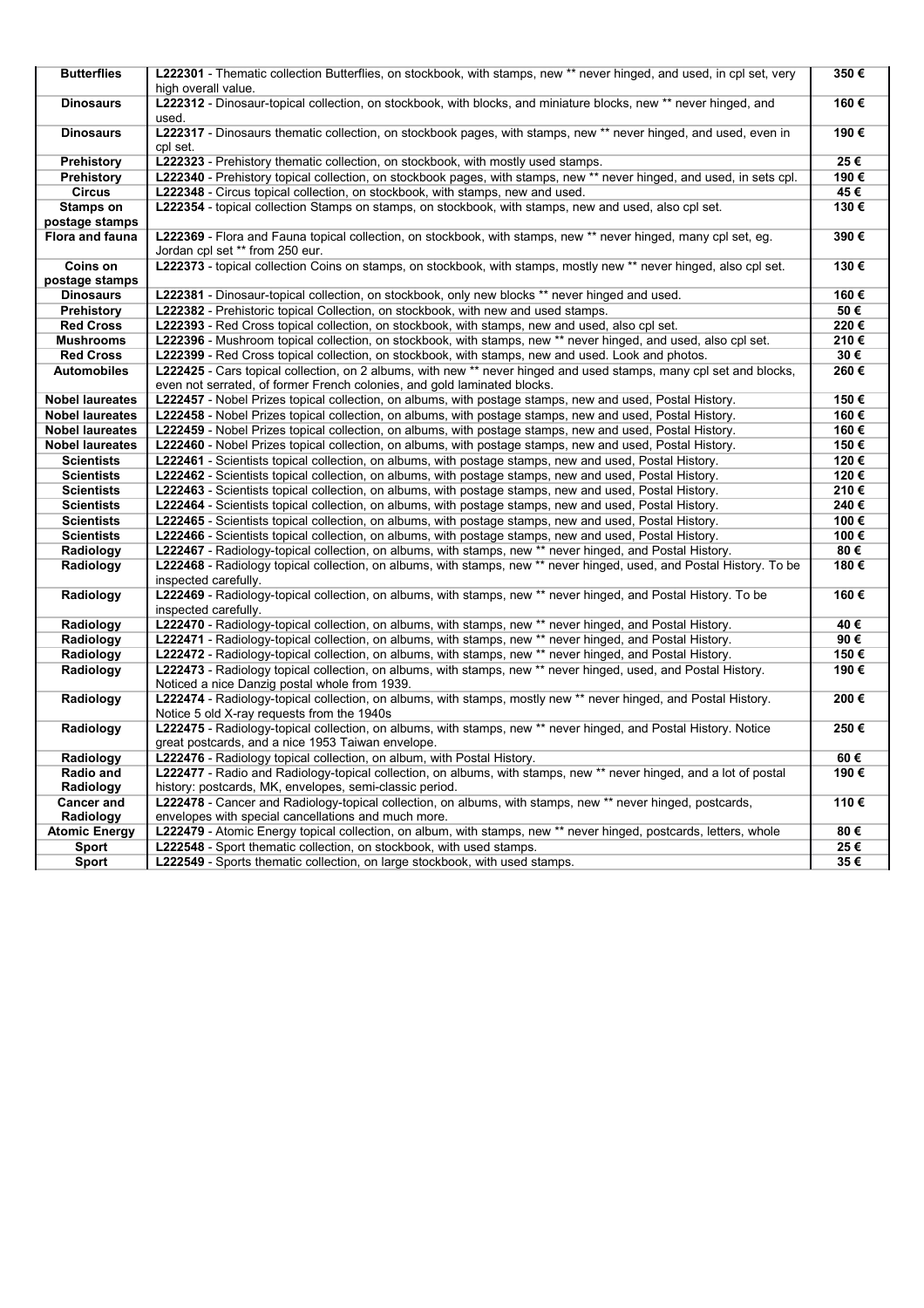| | | |
|---|---|---|
| **Butterflies** | **L222301** - Thematic collection Butterflies, on stockbook, with stamps, new ** never hinged, and used, in cpl set, very high overall value. | **350 €** |
| **Dinosaurs** | **L222312** - Dinosaur-topical collection, on stockbook, with blocks, and miniature blocks, new ** never hinged, and used. | **160 €** |
| **Dinosaurs** | **L222317** - Dinosaurs thematic collection, on stockbook pages, with stamps, new ** never hinged, and used, even in cpl set. | **190 €** |
| **Prehistory** | **L222323** - Prehistory thematic collection, on stockbook, with mostly used stamps. | **25 €** |
| **Prehistory** | **L222340** - Prehistory topical collection, on stockbook pages, with stamps, new ** never hinged, and used, in sets cpl. | **190 €** |
| **Circus** | **L222348** - Circus topical collection, on stockbook, with stamps, new and used. | **45 €** |
| **Stamps on postage stamps** | **L222354** - topical collection Stamps on stamps, on stockbook, with stamps, new and used, also cpl set. | **130 €** |
| **Flora and fauna** | **L222369** - Flora and Fauna topical collection, on stockbook, with stamps, new ** never hinged, many cpl set, eg. Jordan cpl set ** from 250 eur. | **390 €** |
| **Coins on postage stamps** | **L222373** - topical collection Coins on stamps, on stockbook, with stamps, mostly new ** never hinged, also cpl set. | **130 €** |
| **Dinosaurs** | **L222381** - Dinosaur-topical collection, on stockbook, only new blocks ** never hinged and used. | **160 €** |
| **Prehistory** | **L222382** - Prehistoric topical Collection, on stockbook, with new and used stamps. | **50 €** |
| **Red Cross** | **L222393** - Red Cross topical collection, on stockbook, with stamps, new and used, also cpl set. | **220 €** |
| **Mushrooms** | **L222396** - Mushroom topical collection, on stockbook, with stamps, new ** never hinged, and used, also cpl set. | **210 €** |
| **Red Cross** | **L222399** - Red Cross topical collection, on stockbook, with stamps, new and used. Look and photos. | **30 €** |
| **Automobiles** | **L222425** - Cars topical collection, on 2 albums, with new ** never hinged and used stamps, many cpl set and blocks, even not serrated, of former French colonies, and gold laminated blocks. | **260 €** |
| **Nobel laureates** | **L222457** - Nobel Prizes topical collection, on albums, with postage stamps, new and used, Postal History. | **150 €** |
| **Nobel laureates** | **L222458** - Nobel Prizes topical collection, on albums, with postage stamps, new and used, Postal History. | **160 €** |
| **Nobel laureates** | **L222459** - Nobel Prizes topical collection, on albums, with postage stamps, new and used, Postal History. | **160 €** |
| **Nobel laureates** | **L222460** - Nobel Prizes topical collection, on albums, with postage stamps, new and used, Postal History. | **150 €** |
| **Scientists** | **L222461** - Scientists topical collection, on albums, with postage stamps, new and used, Postal History. | **120 €** |
| **Scientists** | **L222462** - Scientists topical collection, on albums, with postage stamps, new and used, Postal History. | **120 €** |
| **Scientists** | **L222463** - Scientists topical collection, on albums, with postage stamps, new and used, Postal History. | **210 €** |
| **Scientists** | **L222464** - Scientists topical collection, on albums, with postage stamps, new and used, Postal History. | **240 €** |
| **Scientists** | **L222465** - Scientists topical collection, on albums, with postage stamps, new and used, Postal History. | **100 €** |
| **Scientists** | **L222466** - Scientists topical collection, on albums, with postage stamps, new and used, Postal History. | **100 €** |
| **Radiology** | **L222467** - Radiology-topical collection, on albums, with stamps, new ** never hinged, and Postal History. | **80 €** |
| **Radiology** | **L222468** - Radiology topical collection, on albums, with stamps, new ** never hinged, used, and Postal History. To be inspected carefully. | **180 €** |
| **Radiology** | **L222469** - Radiology-topical collection, on albums, with stamps, new ** never hinged, and Postal History. To be inspected carefully. | **160 €** |
| **Radiology** | **L222470** - Radiology-topical collection, on albums, with stamps, new ** never hinged, and Postal History. | **40 €** |
| **Radiology** | **L222471** - Radiology-topical collection, on albums, with stamps, new ** never hinged, and Postal History. | **90 €** |
| **Radiology** | **L222472** - Radiology-topical collection, on albums, with stamps, new ** never hinged, and Postal History. | **150 €** |
| **Radiology** | **L222473** - Radiology-topical collection, on albums, with stamps, new ** never hinged, used, and Postal History. Noticed a nice Danzig postal whole from 1939. | **190 €** |
| **Radiology** | **L222474** - Radiology-topical collection, on albums, with stamps, mostly new ** never hinged, and Postal History. Notice 5 old X-ray requests from the 1940s | **200 €** |
| **Radiology** | **L222475** - Radiology-topical collection, on albums, with stamps, new ** never hinged, and Postal History. Notice great postcards, and a nice 1953 Taiwan envelope. | **250 €** |
| **Radiology** | **L222476** - Radiology topical collection, on album, with Postal History. | **60 €** |
| **Radio and Radiology** | **L222477** - Radio and Radiology-topical collection, on albums, with stamps, new ** never hinged, and a lot of postal history: postcards, MK, envelopes, semi-classic period. | **190 €** |
| **Cancer and Radiology** | **L222478** - Cancer and Radiology-topical collection, on albums, with stamps, new ** never hinged, postcards, envelopes with special cancellations and much more. | **110 €** |
| **Atomic Energy** | **L222479** - Atomic Energy topical collection, on album, with stamps, new ** never hinged, postcards, letters, whole | **80 €** |
| **Sport** | **L222548** - Sport thematic collection, on stockbook, with used stamps. | **25 €** |
| **Sport** | **L222549** - Sports thematic collection, on large stockbook, with used stamps. | **35 €** |